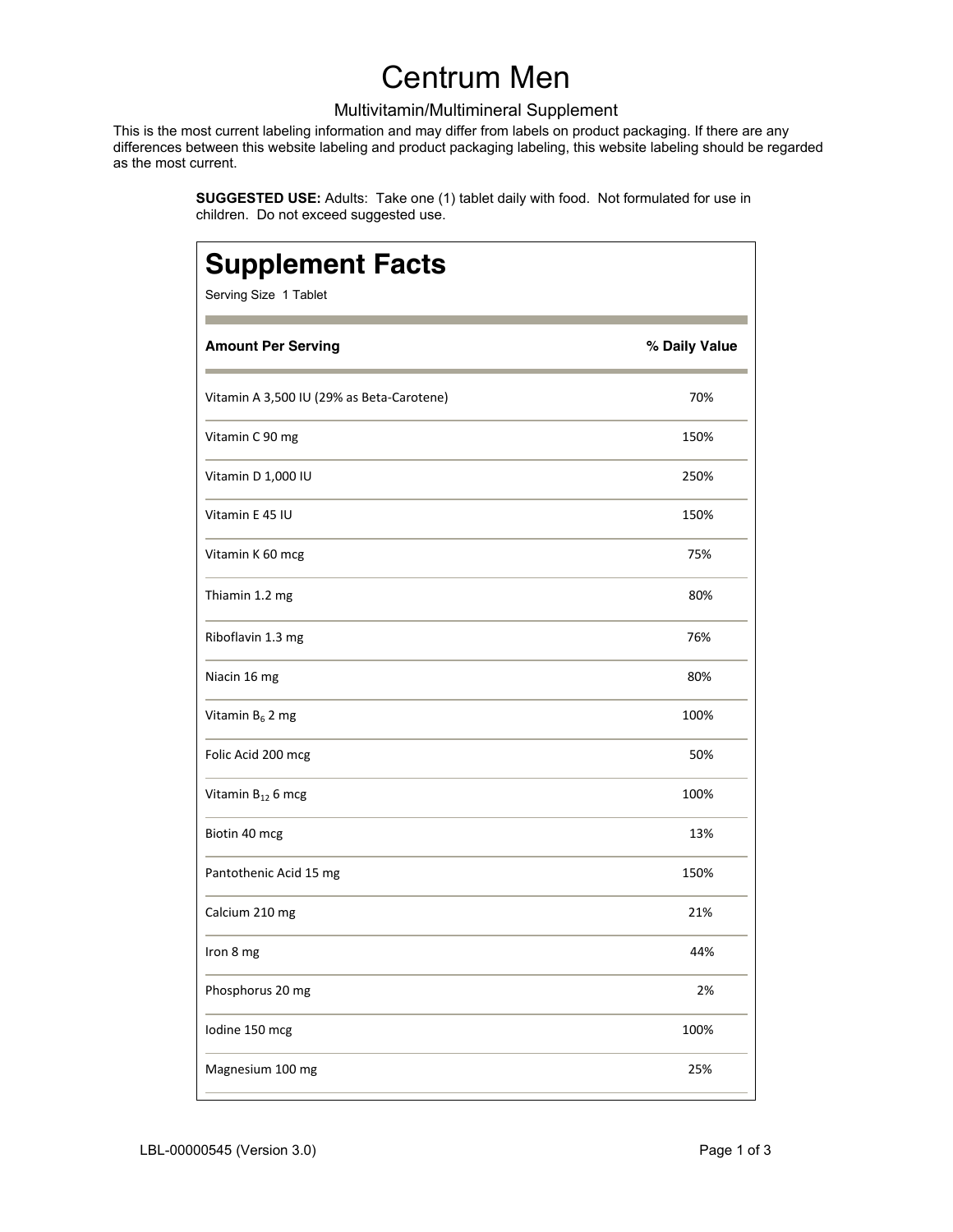# Centrum Men

Multivitamin/Multimineral Supplement

This is the most current labeling information and may differ from labels on product packaging. If there are any differences between this website labeling and product packaging labeling, this website labeling should be regarded as the most current.

**SUGGESTED USE:** Adults: Take one (1) tablet daily with food. Not formulated for use in children. Do not exceed suggested use.

## Supplement Facts

Serving Size 1 Tablet

| Amount Per Serving | % Daily Value |
|---|---|
| Vitamin A 3,500 IU (29% as Beta-Carotene) | 70% |
| Vitamin C 90 mg | 150% |
| Vitamin D 1,000 IU | 250% |
| Vitamin E 45 IU | 150% |
| Vitamin K 60 mcg | 75% |
| Thiamin 1.2 mg | 80% |
| Riboflavin 1.3 mg | 76% |
| Niacin 16 mg | 80% |
| Vitamin $B_6$ 2 mg | 100% |
| Folic Acid 200 mcg | 50% |
| Vitamin $B_{12}$ 6 mcg | 100% |
| Biotin 40 mcg | 13% |
| Pantothenic Acid 15 mg | 150% |
| Calcium 210 mg | 21% |
| Iron 8 mg | 44% |
| Phosphorus 20 mg | 2% |
| Iodine 150 mcg | 100% |
| Magnesium 100 mg | 25% |

LBL-00000545 (Version 3.0)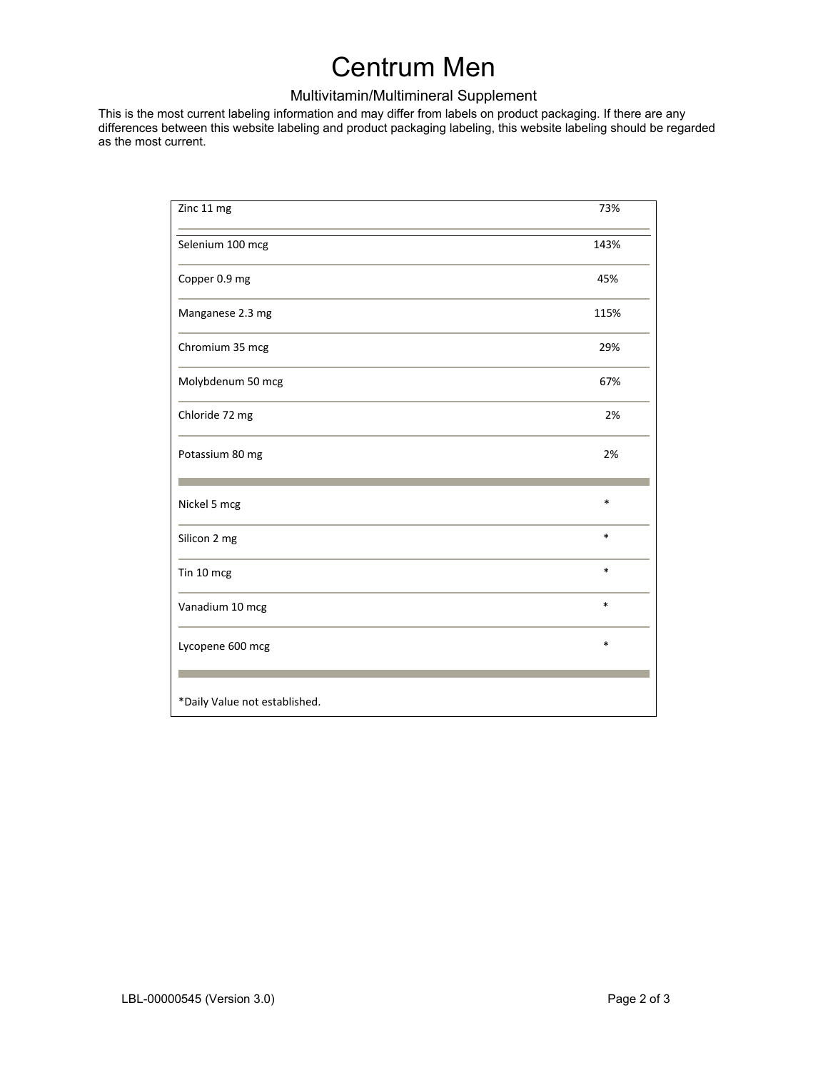# Centrum Men

Multivitamin/Multimineral Supplement

This is the most current labeling information and may differ from labels on product packaging. If there are any differences between this website labeling and product packaging labeling, this website labeling should be regarded as the most current.

| | |
|---|---|
| Zinc 11 mg | 73% |
| Selenium 100 mcg | 143% |
| Copper 0.9 mg | 45% |
| Manganese 2.3 mg | 115% |
| Chromium 35 mcg | 29% |
| Molybdenum 50 mcg | 67% |
| Chloride 72 mg | 2% |
| Potassium 80 mg | 2% |
| Nickel 5 mcg | * |
| Silicon 2 mg | * |
| Tin 10 mcg | * |
| Vanadium 10 mcg | * |
| Lycopene 600 mcg | * |

*Daily Value not established.

LBL-00000545 (Version 3.0)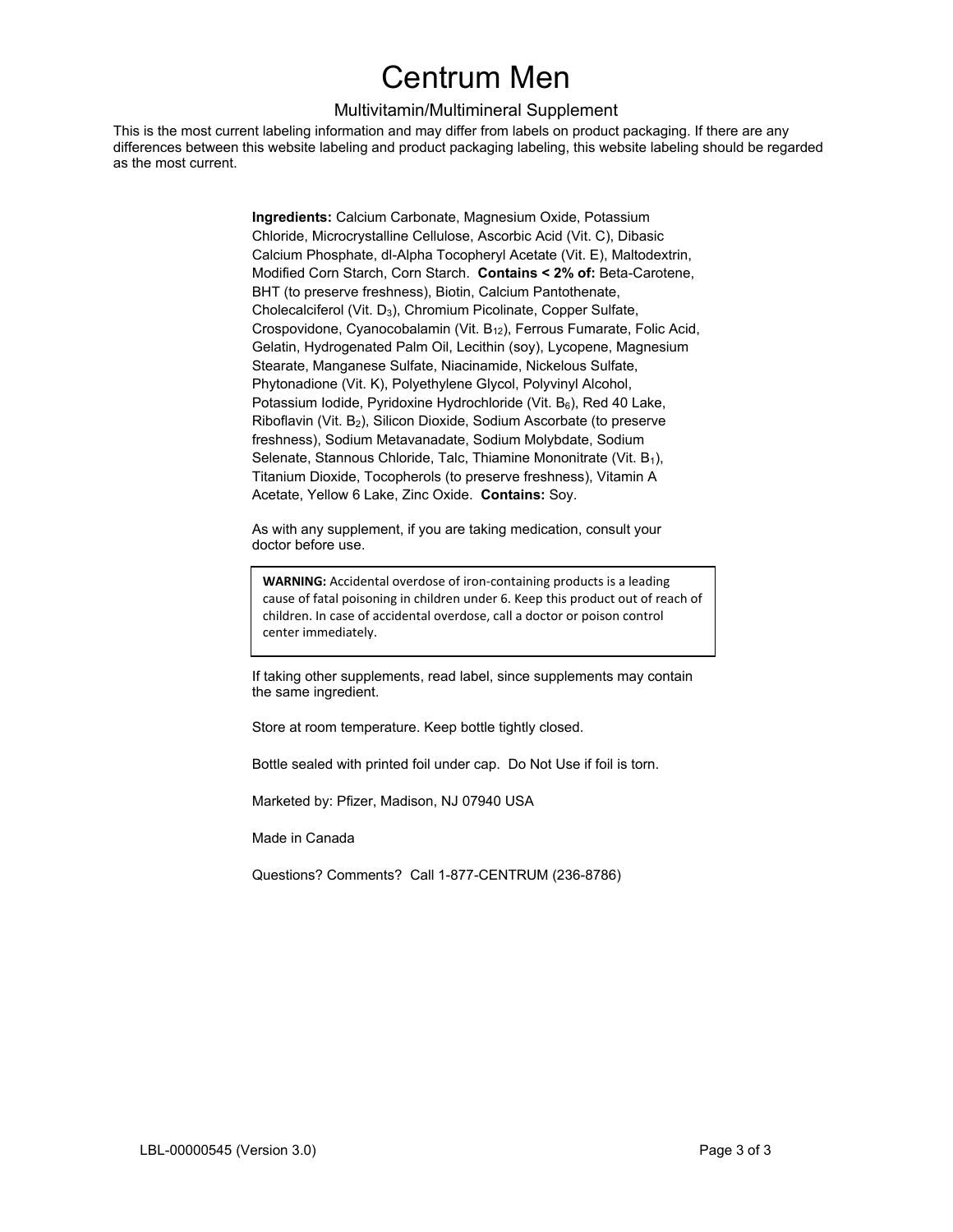# Centrum Men

Multivitamin/Multimineral Supplement

This is the most current labeling information and may differ from labels on product packaging. If there are any differences between this website labeling and product packaging labeling, this website labeling should be regarded as the most current.

**Ingredients:** Calcium Carbonate, Magnesium Oxide, Potassium Chloride, Microcrystalline Cellulose, Ascorbic Acid (Vit. C), Dibasic Calcium Phosphate, dl-Alpha Tocopheryl Acetate (Vit. E), Maltodextrin, Modified Corn Starch, Corn Starch. **Contains < 2% of:** Beta-Carotene, BHT (to preserve freshness), Biotin, Calcium Pantothenate, Cholecalciferol (Vit. $D_3$), Chromium Picolinate, Copper Sulfate, Crospovidone, Cyanocobalamin (Vit. $B_{12}$), Ferrous Fumarate, Folic Acid, Gelatin, Hydrogenated Palm Oil, Lecithin (soy), Lycopene, Magnesium Stearate, Manganese Sulfate, Niacinamide, Nickelous Sulfate, Phytonadione (Vit. K), Polyethylene Glycol, Polyvinyl Alcohol, Potassium Iodide, Pyridoxine Hydrochloride (Vit. $B_6$), Red 40 Lake, Riboflavin (Vit. $B_2$), Silicon Dioxide, Sodium Ascorbate (to preserve freshness), Sodium Metavanadate, Sodium Molybdate, Sodium Selenate, Stannous Chloride, Talc, Thiamine Mononitrate (Vit. $B_1$), Titanium Dioxide, Tocopherols (to preserve freshness), Vitamin A Acetate, Yellow 6 Lake, Zinc Oxide. **Contains:** Soy.

As with any supplement, if you are taking medication, consult your doctor before use.

**WARNING:** Accidental overdose of iron-containing products is a leading cause of fatal poisoning in children under 6. Keep this product out of reach of children. In case of accidental overdose, call a doctor or poison control center immediately.

If taking other supplements, read label, since supplements may contain the same ingredient.

Store at room temperature. Keep bottle tightly closed.

Bottle sealed with printed foil under cap. Do Not Use if foil is torn.

Marketed by: Pfizer, Madison, NJ 07940 USA

Made in Canada

Questions? Comments? Call 1-877-CENTRUM (236-8786)

LBL-00000545 (Version 3.0)